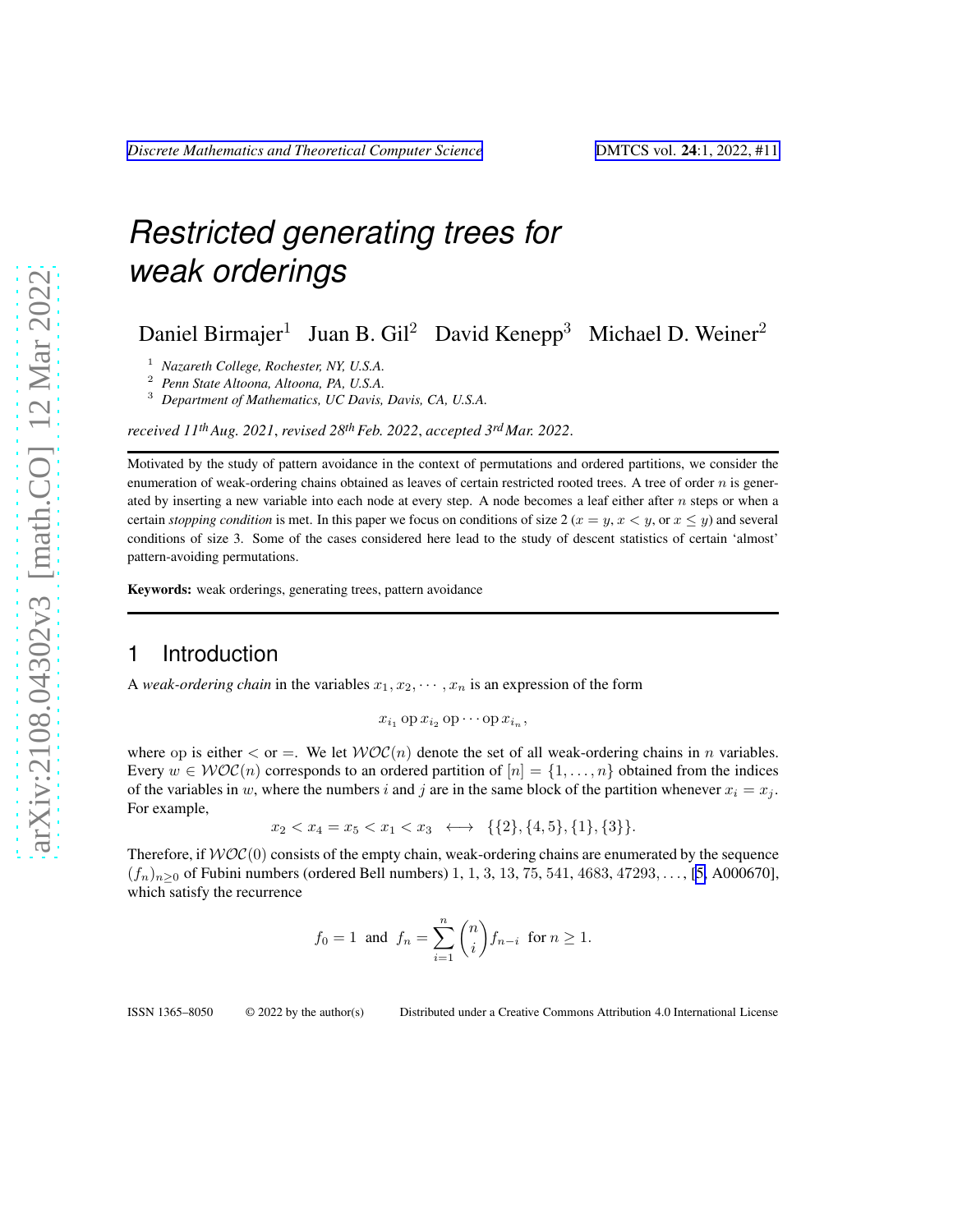# Restricted generating trees for weak orderings

Daniel Birmajer[1] Juan B. Gil[2] David Kenepp[3] Michael D. Weiner[2]

[1] *Nazareth College, Rochester, NY, U.S.A.*
[2] *Penn State Altoona, Altoona, PA, U.S.A.*
[3] *Department of Mathematics, UC Davis, Davis, CA, U.S.A.*

*received 11th Aug. 2021, revised 28th Feb. 2022, accepted 3rd Mar. 2022.*

Motivated by the study of pattern avoidance in the context of permutations and ordered partitions, we consider the enumeration of weak-ordering chains obtained as leaves of certain restricted rooted trees. A tree of order $n$ is generated by inserting a new variable into each node at every step. A node becomes a leaf either after $n$ steps or when a certain *stopping condition* is met. In this paper we focus on conditions of size 2 ($x = y$, $x < y$, or $x \le y$) and several conditions of size 3. Some of the cases considered here lead to the study of descent statistics of certain 'almost' pattern-avoiding permutations.

**Keywords:** weak orderings, generating trees, pattern avoidance

## 1 Introduction

A *weak-ordering chain* in the variables $x_1, x_2, \cdots, x_n$ is an expression of the form

$$x_{i_1} \operatorname{op} x_{i_2} \operatorname{op} \cdots \operatorname{op} x_{i_n},$$

where op is either $<$ or $=$. We let $\mathcal{WOC}(n)$ denote the set of all weak-ordering chains in $n$ variables. Every $w \in \mathcal{WOC}(n)$ corresponds to an ordered partition of $[n] = \{1, \ldots, n\}$ obtained from the indices of the variables in $w$, where the numbers $i$ and $j$ are in the same block of the partition whenever $x_i = x_j$. For example,

$$x_2 < x_4 = x_5 < x_1 < x_3 \quad\longleftrightarrow\quad \{\{2\}, \{4, 5\}, \{1\}, \{3\}\}.$$

Therefore, if $\mathcal{WOC}(0)$ consists of the empty chain, weak-ordering chains are enumerated by the sequence $(f_n)_{n\ge 0}$ of Fubini numbers (ordered Bell numbers) $1, 1, 3, 13, 75, 541, 4683, 47293, \ldots$, [5, A000670], which satisfy the recurrence

$$f_0 = 1 \;\text{ and }\; f_n = \sum_{i=1}^{n} \binom{n}{i} f_{n-i} \;\text{ for } n \ge 1.$$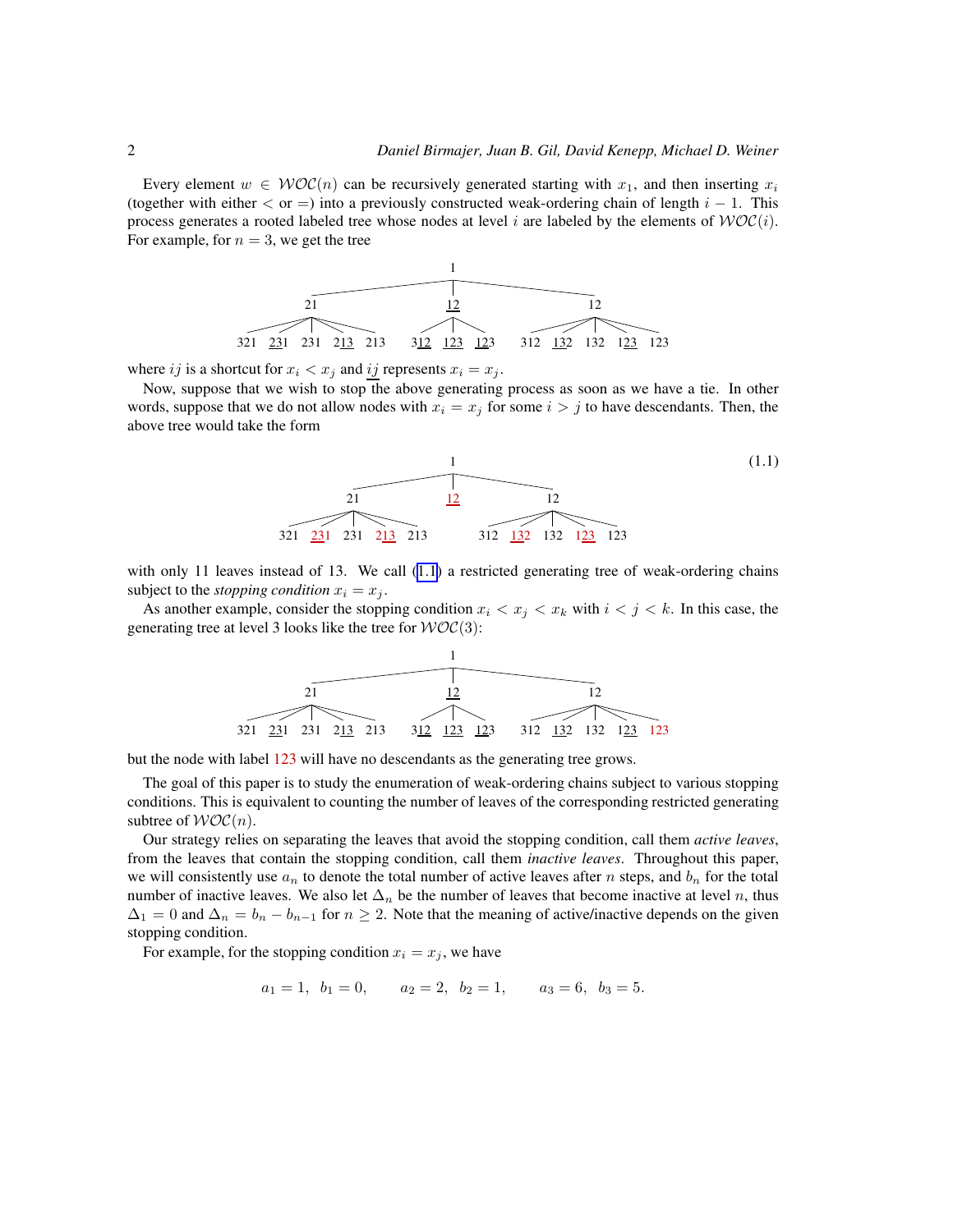Every element $w \in \mathcal{WOC}(n)$ can be recursively generated starting with $x_1$, and then inserting $x_i$ (together with either $<$ or $=$) into a previously constructed weak-ordering chain of length $i-1$. This process generates a rooted labeled tree whose nodes at level $i$ are labeled by the elements of $\mathcal{WOC}(i)$. For example, for $n=3$, we get the tree

$$
\begin{array}{c}
1\\
\begin{array}{ccc}
21 & \underline{12} & 12\\
321\ \ \underline{23}1\ \ 231\ \ 2\underline{13}\ \ 213 & 3\underline{12}\ \ \underline{12}3\ \ 1\underline{23} & 312\ \ \underline{13}2\ \ 132\ \ 1\underline{23}\ \ 123
\end{array}
\end{array}
$$

where $ij$ is a shortcut for $x_i < x_j$ and $\underline{ij}$ represents $x_i = x_j$.

Now, suppose that we wish to stop the above generating process as soon as we have a tie. In other words, suppose that we do not allow nodes with $x_i = x_j$ for some $i > j$ to have descendants. Then, the above tree would take the form

$$
\begin{array}{c}
1\\
\begin{array}{ccc}
21 & \underline{12} & 12\\
321\ \ \underline{23}1\ \ 231\ \ 2\underline{13}\ \ 213 & & 312\ \ \underline{13}2\ \ 132\ \ 1\underline{23}\ \ 123
\end{array}
\end{array}
\tag{1.1}
$$

with only 11 leaves instead of 13. We call (1.1) a restricted generating tree of weak-ordering chains subject to the *stopping condition* $x_i = x_j$.

As another example, consider the stopping condition $x_i < x_j < x_k$ with $i < j < k$. In this case, the generating tree at level 3 looks like the tree for $\mathcal{WOC}(3)$:

$$
\begin{array}{c}
1\\
\begin{array}{ccc}
21 & \underline{12} & 12\\
321\ \ \underline{23}1\ \ 231\ \ 2\underline{13}\ \ 213 & 3\underline{12}\ \ \underline{12}3\ \ 1\underline{23} & 312\ \ \underline{13}2\ \ 132\ \ 1\underline{23}\ \ 123
\end{array}
\end{array}
$$

but the node with label 123 will have no descendants as the generating tree grows.

The goal of this paper is to study the enumeration of weak-ordering chains subject to various stopping conditions. This is equivalent to counting the number of leaves of the corresponding restricted generating subtree of $\mathcal{WOC}(n)$.

Our strategy relies on separating the leaves that avoid the stopping condition, call them *active leaves*, from the leaves that contain the stopping condition, call them *inactive leaves*. Throughout this paper, we will consistently use $a_n$ to denote the total number of active leaves after $n$ steps, and $b_n$ for the total number of inactive leaves. We also let $\Delta_n$ be the number of leaves that become inactive at level $n$, thus $\Delta_1 = 0$ and $\Delta_n = b_n - b_{n-1}$ for $n \geq 2$. Note that the meaning of active/inactive depends on the given stopping condition.

For example, for the stopping condition $x_i = x_j$, we have

$$a_1 = 1,\ \ b_1 = 0, \qquad a_2 = 2,\ \ b_2 = 1, \qquad a_3 = 6,\ \ b_3 = 5.$$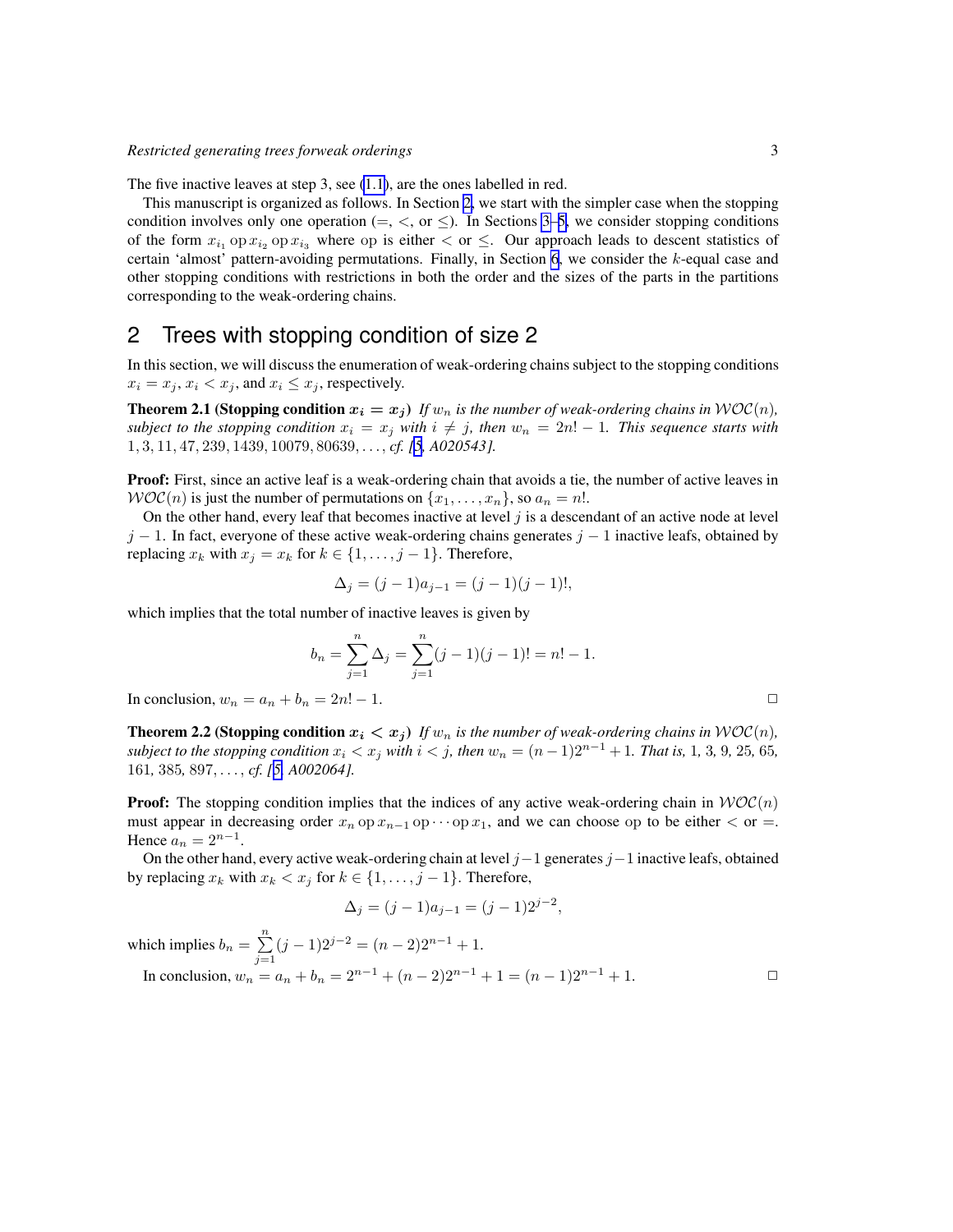The five inactive leaves at step 3, see (1.1), are the ones labelled in red.

This manuscript is organized as follows. In Section 2, we start with the simpler case when the stopping condition involves only one operation ($=$, $<$, or $\leq$). In Sections 3–5, we consider stopping conditions of the form $x_{i_1} \,\mathrm{op}\, x_{i_2} \,\mathrm{op}\, x_{i_3}$ where op is either $<$ or $\leq$. Our approach leads to descent statistics of certain 'almost' pattern-avoiding permutations. Finally, in Section 6, we consider the $k$-equal case and other stopping conditions with restrictions in both the order and the sizes of the parts in the partitions corresponding to the weak-ordering chains.

## 2 Trees with stopping condition of size 2

In this section, we will discuss the enumeration of weak-ordering chains subject to the stopping conditions $x_i = x_j$, $x_i < x_j$, and $x_i \leq x_j$, respectively.

**Theorem 2.1 (Stopping condition $x_i = x_j$)** *If $w_n$ is the number of weak-ordering chains in $\mathcal{WOC}(n)$, subject to the stopping condition $x_i = x_j$ with $i \neq j$, then $w_n = 2n! - 1$. This sequence starts with $1, 3, 11, 47, 239, 1439, 10079, 80639, \ldots$, cf. [5, A020543].*

**Proof:** First, since an active leaf is a weak-ordering chain that avoids a tie, the number of active leaves in $\mathcal{WOC}(n)$ is just the number of permutations on $\{x_1, \ldots, x_n\}$, so $a_n = n!$.

On the other hand, every leaf that becomes inactive at level $j$ is a descendant of an active node at level $j-1$. In fact, everyone of these active weak-ordering chains generates $j-1$ inactive leafs, obtained by replacing $x_k$ with $x_j = x_k$ for $k \in \{1, \ldots, j-1\}$. Therefore,

$$\Delta_j = (j-1)a_{j-1} = (j-1)(j-1)!,$$

which implies that the total number of inactive leaves is given by

$$b_n = \sum_{j=1}^{n} \Delta_j = \sum_{j=1}^{n} (j-1)(j-1)! = n! - 1.$$

In conclusion, $w_n = a_n + b_n = 2n! - 1$. □

**Theorem 2.2 (Stopping condition $x_i < x_j$)** *If $w_n$ is the number of weak-ordering chains in $\mathcal{WOC}(n)$, subject to the stopping condition $x_i < x_j$ with $i < j$, then $w_n = (n-1)2^{n-1} + 1$. That is, 1, 3, 9, 25, 65, 161, 385, 897, $\ldots$, cf. [5, A002064].*

**Proof:** The stopping condition implies that the indices of any active weak-ordering chain in $\mathcal{WOC}(n)$ must appear in decreasing order $x_n \,\mathrm{op}\, x_{n-1} \,\mathrm{op} \cdots \mathrm{op}\, x_1$, and we can choose op to be either $<$ or $=$. Hence $a_n = 2^{n-1}$.

On the other hand, every active weak-ordering chain at level $j-1$ generates $j-1$ inactive leafs, obtained by replacing $x_k$ with $x_k < x_j$ for $k \in \{1, \ldots, j-1\}$. Therefore,

$$\Delta_j = (j-1)a_{j-1} = (j-1)2^{j-2},$$

which implies $b_n = \sum_{j=1}^{n} (j-1)2^{j-2} = (n-2)2^{n-1} + 1$.

In conclusion, $w_n = a_n + b_n = 2^{n-1} + (n-2)2^{n-1} + 1 = (n-1)2^{n-1} + 1$. □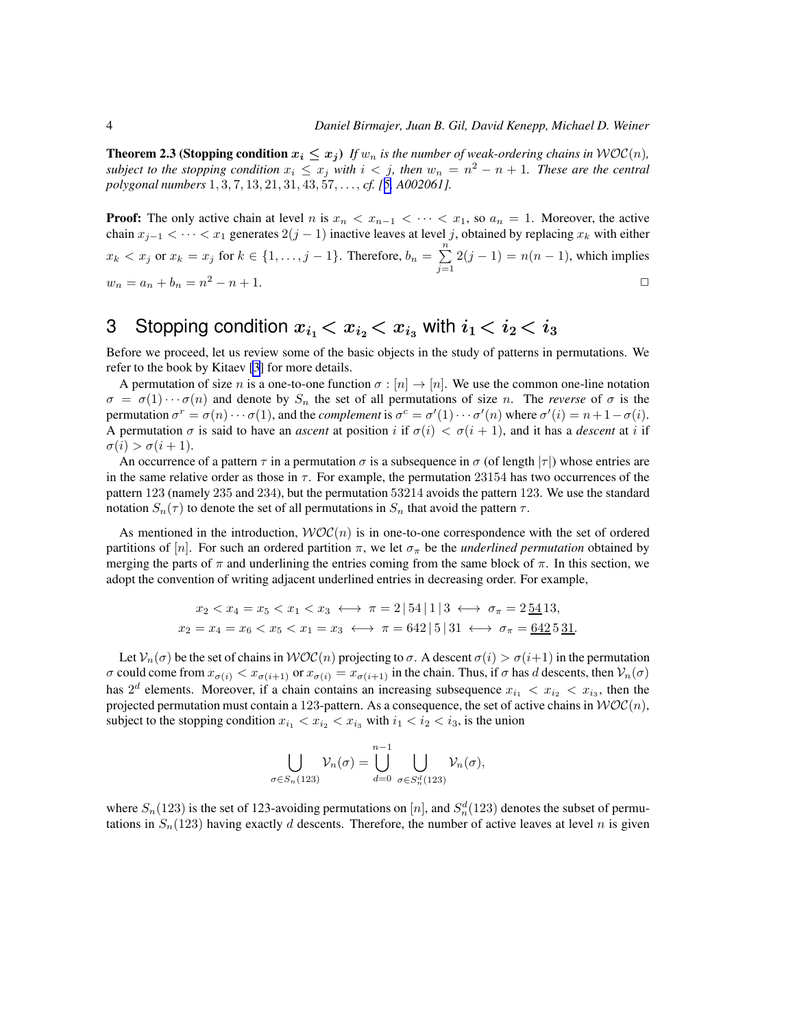**Theorem 2.3 (Stopping condition $x_i \le x_j$)** *If $w_n$ is the number of weak-ordering chains in $\mathcal{WOC}(n)$, subject to the stopping condition $x_i \le x_j$ with $i < j$, then $w_n = n^2 - n + 1$. These are the central polygonal numbers $1, 3, 7, 13, 21, 31, 43, 57, \ldots$, cf. [5, A002061].*

**Proof:** The only active chain at level $n$ is $x_n < x_{n-1} < \cdots < x_1$, so $a_n = 1$. Moreover, the active chain $x_{j-1} < \cdots < x_1$ generates $2(j-1)$ inactive leaves at level $j$, obtained by replacing $x_k$ with either $x_k < x_j$ or $x_k = x_j$ for $k \in \{1, \ldots, j-1\}$. Therefore, $b_n = \sum_{j=1}^{n} 2(j-1) = n(n-1)$, which implies $w_n = a_n + b_n = n^2 - n + 1$. □

# 3 Stopping condition $x_{i_1} < x_{i_2} < x_{i_3}$ with $i_1 < i_2 < i_3$

Before we proceed, let us review some of the basic objects in the study of patterns in permutations. We refer to the book by Kitaev [3] for more details.

A permutation of size $n$ is a one-to-one function $\sigma : [n] \to [n]$. We use the common one-line notation $\sigma = \sigma(1) \cdots \sigma(n)$ and denote by $S_n$ the set of all permutations of size $n$. The *reverse* of $\sigma$ is the permutation $\sigma^r = \sigma(n) \cdots \sigma(1)$, and the *complement* is $\sigma^c = \sigma'(1) \cdots \sigma'(n)$ where $\sigma'(i) = n+1-\sigma(i)$. A permutation $\sigma$ is said to have an *ascent* at position $i$ if $\sigma(i) < \sigma(i+1)$, and it has a *descent* at $i$ if $\sigma(i) > \sigma(i+1)$.

An occurrence of a pattern $\tau$ in a permutation $\sigma$ is a subsequence in $\sigma$ (of length $|\tau|$) whose entries are in the same relative order as those in $\tau$. For example, the permutation 23154 has two occurrences of the pattern 123 (namely 235 and 234), but the permutation 53214 avoids the pattern 123. We use the standard notation $S_n(\tau)$ to denote the set of all permutations in $S_n$ that avoid the pattern $\tau$.

As mentioned in the introduction, $\mathcal{WOC}(n)$ is in one-to-one correspondence with the set of ordered partitions of $[n]$. For such an ordered partition $\pi$, we let $\sigma_\pi$ be the *underlined permutation* obtained by merging the parts of $\pi$ and underlining the entries coming from the same block of $\pi$. In this section, we adopt the convention of writing adjacent underlined entries in decreasing order. For example,

$$x_2 < x_4 = x_5 < x_1 < x_3 \longleftrightarrow \pi = 2\,|\,54\,|\,1\,|\,3 \longleftrightarrow \sigma_\pi = 2\,\underline{54}\,1\,3,$$
$$x_2 = x_4 = x_6 < x_5 < x_1 = x_3 \longleftrightarrow \pi = 642\,|\,5\,|\,31 \longleftrightarrow \sigma_\pi = \underline{642}\,5\,\underline{31}.$$

Let $\mathcal{V}_n(\sigma)$ be the set of chains in $\mathcal{WOC}(n)$ projecting to $\sigma$. A descent $\sigma(i) > \sigma(i+1)$ in the permutation $\sigma$ could come from $x_{\sigma(i)} < x_{\sigma(i+1)}$ or $x_{\sigma(i)} = x_{\sigma(i+1)}$ in the chain. Thus, if $\sigma$ has $d$ descents, then $\mathcal{V}_n(\sigma)$ has $2^d$ elements. Moreover, if a chain contains an increasing subsequence $x_{i_1} < x_{i_2} < x_{i_3}$, then the projected permutation must contain a 123-pattern. As a consequence, the set of active chains in $\mathcal{WOC}(n)$, subject to the stopping condition $x_{i_1} < x_{i_2} < x_{i_3}$ with $i_1 < i_2 < i_3$, is the union

$$\bigcup_{\sigma \in S_n(123)} \mathcal{V}_n(\sigma) = \bigcup_{d=0}^{n-1} \bigcup_{\sigma \in S_n^d(123)} \mathcal{V}_n(\sigma),$$

where $S_n(123)$ is the set of 123-avoiding permutations on $[n]$, and $S_n^d(123)$ denotes the subset of permutations in $S_n(123)$ having exactly $d$ descents. Therefore, the number of active leaves at level $n$ is given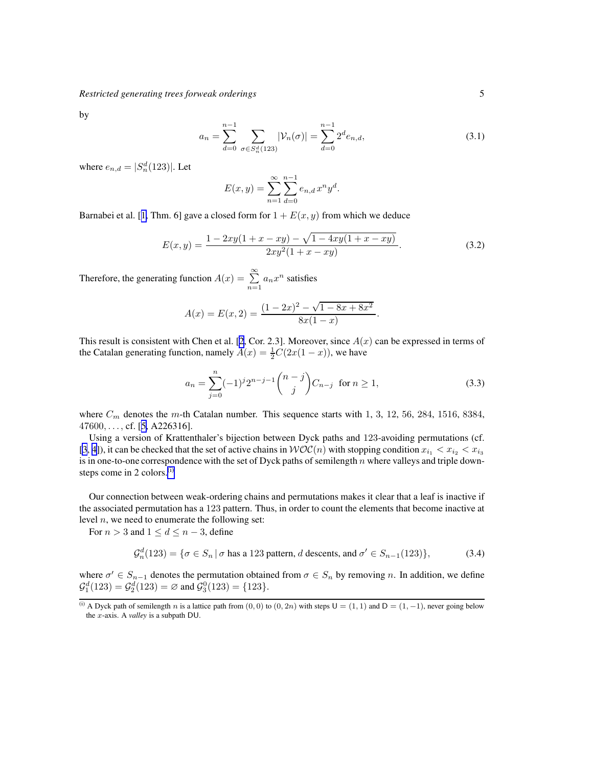by

$$a_n = \sum_{d=0}^{n-1} \sum_{\sigma \in S_n^d(123)} |\mathcal{V}_n(\sigma)| = \sum_{d=0}^{n-1} 2^d e_{n,d}, \tag{3.1}$$

where $e_{n,d} = |S_n^d(123)|$. Let

$$E(x,y) = \sum_{n=1}^{\infty} \sum_{d=0}^{n-1} e_{n,d}\, x^n y^d.$$

Barnabei et al. [1, Thm. 6] gave a closed form for $1 + E(x,y)$ from which we deduce

$$E(x,y) = \frac{1 - 2xy(1 + x - xy) - \sqrt{1 - 4xy(1 + x - xy)}}{2xy^2(1 + x - xy)}. \tag{3.2}$$

Therefore, the generating function $A(x) = \sum_{n=1}^{\infty} a_n x^n$ satisfies

$$A(x) = E(x,2) = \frac{(1-2x)^2 - \sqrt{1 - 8x + 8x^2}}{8x(1-x)}.$$

This result is consistent with Chen et al. [2, Cor. 2.3]. Moreover, since $A(x)$ can be expressed in terms of the Catalan generating function, namely $A(x) = \frac{1}{2}C(2x(1-x))$, we have

$$a_n = \sum_{j=0}^{n} (-1)^j 2^{n-j-1} \binom{n-j}{j} C_{n-j} \quad \text{for } n \geq 1, \tag{3.3}$$

where $C_m$ denotes the $m$-th Catalan number. This sequence starts with 1, 3, 12, 56, 284, 1516, 8384, 47600, ..., cf. [5, A226316].

Using a version of Krattenthaler's bijection between Dyck paths and 123-avoiding permutations (cf. [3, 4]), it can be checked that the set of active chains in $\mathcal{WOC}(n)$ with stopping condition $x_{i_1} < x_{i_2} < x_{i_3}$ is in one-to-one correspondence with the set of Dyck paths of semilength $n$ where valleys and triple down-steps come in 2 colors.[(i)]

Our connection between weak-ordering chains and permutations makes it clear that a leaf is inactive if the associated permutation has a 123 pattern. Thus, in order to count the elements that become inactive at level $n$, we need to enumerate the following set:

For $n > 3$ and $1 \leq d \leq n-3$, define

$$\mathcal{G}_n^d(123) = \{\sigma \in S_n \mid \sigma \text{ has a 123 pattern, } d \text{ descents, and } \sigma' \in S_{n-1}(123)\}, \tag{3.4}$$

where $\sigma' \in S_{n-1}$ denotes the permutation obtained from $\sigma \in S_n$ by removing $n$. In addition, we define $\mathcal{G}_1^d(123) = \mathcal{G}_2^d(123) = \varnothing$ and $\mathcal{G}_3^0(123) = \{123\}$.

---

(i) A Dyck path of semilength $n$ is a lattice path from $(0,0)$ to $(0,2n)$ with steps $\mathsf{U} = (1,1)$ and $\mathsf{D} = (1,-1)$, never going below the $x$-axis. A *valley* is a subpath $\mathsf{DU}$.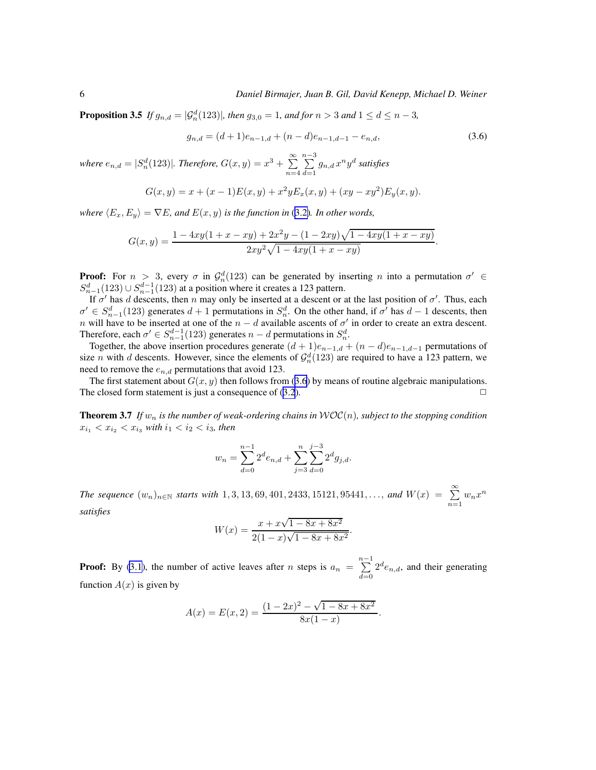**Proposition 3.5** *If $g_{n,d} = |\mathcal{G}_n^d(123)|$, then $g_{3,0} = 1$, and for $n > 3$ and $1 \le d \le n-3$,*

$$g_{n,d} = (d+1)e_{n-1,d} + (n-d)e_{n-1,d-1} - e_{n,d}, \tag{3.6}$$

*where $e_{n,d} = |S_n^d(123)|$. Therefore, $G(x,y) = x^3 + \sum\limits_{n=4}^{\infty}\sum\limits_{d=1}^{n-3} g_{n,d}\, x^n y^d$ satisfies*

$$G(x,y) = x + (x-1)E(x,y) + x^2 y E_x(x,y) + (xy - xy^2)E_y(x,y).$$

*where $\langle E_x, E_y\rangle = \nabla E$, and $E(x,y)$ is the function in (3.2). In other words,*

$$G(x,y) = \frac{1 - 4xy(1+x-xy) + 2x^2y - (1-2xy)\sqrt{1-4xy(1+x-xy)}}{2xy^2\sqrt{1-4xy(1+x-xy)}}.$$

**Proof:** For $n > 3$, every $\sigma$ in $\mathcal{G}_n^d(123)$ can be generated by inserting $n$ into a permutation $\sigma' \in S_{n-1}^d(123) \cup S_{n-1}^{d-1}(123)$ at a position where it creates a 123 pattern.

If $\sigma'$ has $d$ descents, then $n$ may only be inserted at a descent or at the last position of $\sigma'$. Thus, each $\sigma' \in S_{n-1}^d(123)$ generates $d+1$ permutations in $S_n^d$. On the other hand, if $\sigma'$ has $d-1$ descents, then $n$ will have to be inserted at one of the $n-d$ available ascents of $\sigma'$ in order to create an extra descent. Therefore, each $\sigma' \in S_{n-1}^{d-1}(123)$ generates $n-d$ permutations in $S_n^d$.

Together, the above insertion procedures generate $(d+1)e_{n-1,d} + (n-d)e_{n-1,d-1}$ permutations of size $n$ with $d$ descents. However, since the elements of $\mathcal{G}_n^d(123)$ are required to have a 123 pattern, we need to remove the $e_{n,d}$ permutations that avoid 123.

The first statement about $G(x,y)$ then follows from (3.6) by means of routine algebraic manipulations. The closed form statement is just a consequence of (3.2). $\square$

**Theorem 3.7** *If $w_n$ is the number of weak-ordering chains in $\mathcal{WOC}(n)$, subject to the stopping condition $x_{i_1} < x_{i_2} < x_{i_3}$ with $i_1 < i_2 < i_3$, then*

$$w_n = \sum_{d=0}^{n-1} 2^d e_{n,d} + \sum_{j=3}^{n}\sum_{d=0}^{j-3} 2^d g_{j,d}.$$

*The sequence $(w_n)_{n\in\mathbb{N}}$ starts with $1, 3, 13, 69, 401, 2433, 15121, 95441, \ldots$, and $W(x) = \sum\limits_{n=1}^{\infty} w_n x^n$ satisfies*

$$W(x) = \frac{x + x\sqrt{1-8x+8x^2}}{2(1-x)\sqrt{1-8x+8x^2}}.$$

**Proof:** By (3.1), the number of active leaves after $n$ steps is $a_n = \sum\limits_{d=0}^{n-1} 2^d e_{n,d}$, and their generating function $A(x)$ is given by

$$A(x) = E(x,2) = \frac{(1-2x)^2 - \sqrt{1-8x+8x^2}}{8x(1-x)}.$$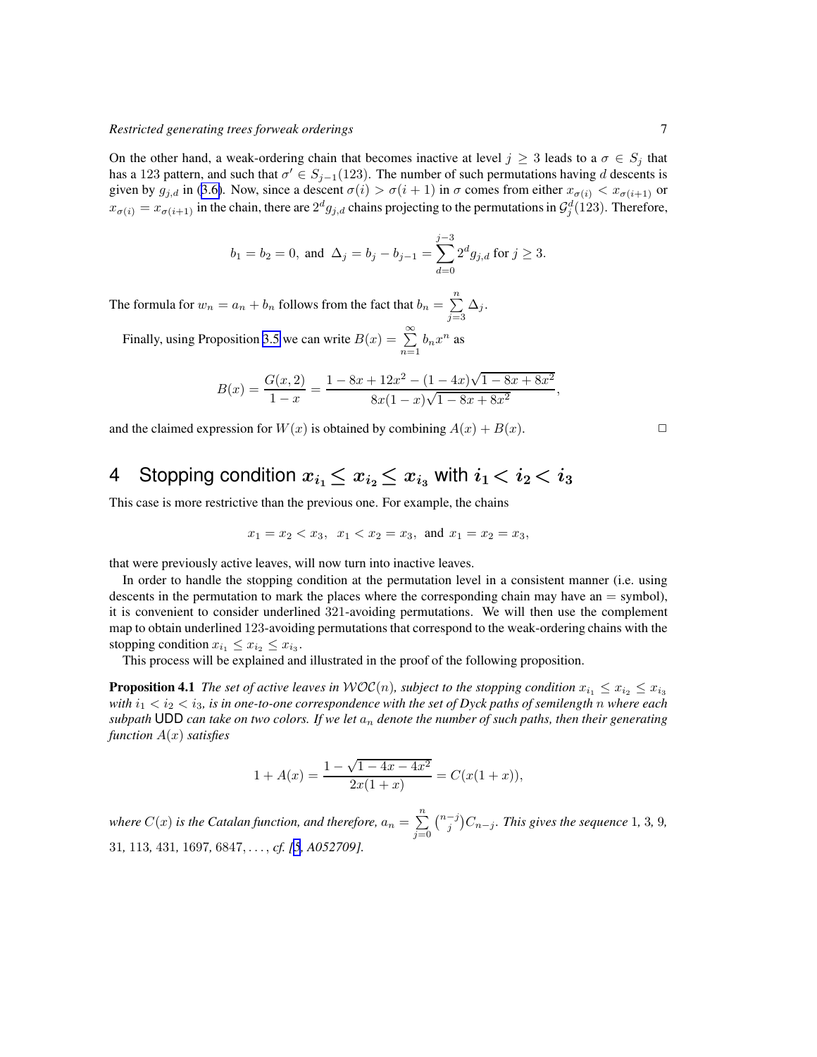On the other hand, a weak-ordering chain that becomes inactive at level $j \geq 3$ leads to a $\sigma \in S_j$ that has a 123 pattern, and such that $\sigma' \in S_{j-1}(123)$. The number of such permutations having $d$ descents is given by $g_{j,d}$ in (3.6). Now, since a descent $\sigma(i) > \sigma(i+1)$ in $\sigma$ comes from either $x_{\sigma(i)} < x_{\sigma(i+1)}$ or $x_{\sigma(i)} = x_{\sigma(i+1)}$ in the chain, there are $2^d g_{j,d}$ chains projecting to the permutations in $\mathcal{G}_j^d(123)$. Therefore,

$$b_1 = b_2 = 0, \text{ and } \Delta_j = b_j - b_{j-1} = \sum_{d=0}^{j-3} 2^d g_{j,d} \text{ for } j \geq 3.$$

The formula for $w_n = a_n + b_n$ follows from the fact that $b_n = \sum_{j=3}^{n} \Delta_j$.

Finally, using Proposition 3.5 we can write $B(x) = \sum_{n=1}^{\infty} b_n x^n$ as

$$B(x) = \frac{G(x,2)}{1-x} = \frac{1 - 8x + 12x^2 - (1-4x)\sqrt{1-8x+8x^2}}{8x(1-x)\sqrt{1-8x+8x^2}},$$

and the claimed expression for $W(x)$ is obtained by combining $A(x) + B(x)$. □

# 4 Stopping condition $x_{i_1} \leq x_{i_2} \leq x_{i_3}$ with $i_1 < i_2 < i_3$

This case is more restrictive than the previous one. For example, the chains

$$x_1 = x_2 < x_3, \;\; x_1 < x_2 = x_3, \;\text{ and }\; x_1 = x_2 = x_3,$$

that were previously active leaves, will now turn into inactive leaves.

In order to handle the stopping condition at the permutation level in a consistent manner (i.e. using descents in the permutation to mark the places where the corresponding chain may have an $=$ symbol), it is convenient to consider underlined 321-avoiding permutations. We will then use the complement map to obtain underlined 123-avoiding permutations that correspond to the weak-ordering chains with the stopping condition $x_{i_1} \leq x_{i_2} \leq x_{i_3}$.

This process will be explained and illustrated in the proof of the following proposition.

**Proposition 4.1** *The set of active leaves in $\mathcal{WOC}(n)$, subject to the stopping condition $x_{i_1} \leq x_{i_2} \leq x_{i_3}$ with $i_1 < i_2 < i_3$, is in one-to-one correspondence with the set of Dyck paths of semilength $n$ where each subpath* UDD *can take on two colors. If we let $a_n$ denote the number of such paths, then their generating function $A(x)$ satisfies*

$$1 + A(x) = \frac{1 - \sqrt{1-4x-4x^2}}{2x(1+x)} = C(x(1+x)),$$

*where $C(x)$ is the Catalan function, and therefore, $a_n = \sum_{j=0}^{n} \binom{n-j}{j} C_{n-j}$. This gives the sequence 1, 3, 9, 31, 113, 431, 1697, 6847, ..., cf. [5, A052709].*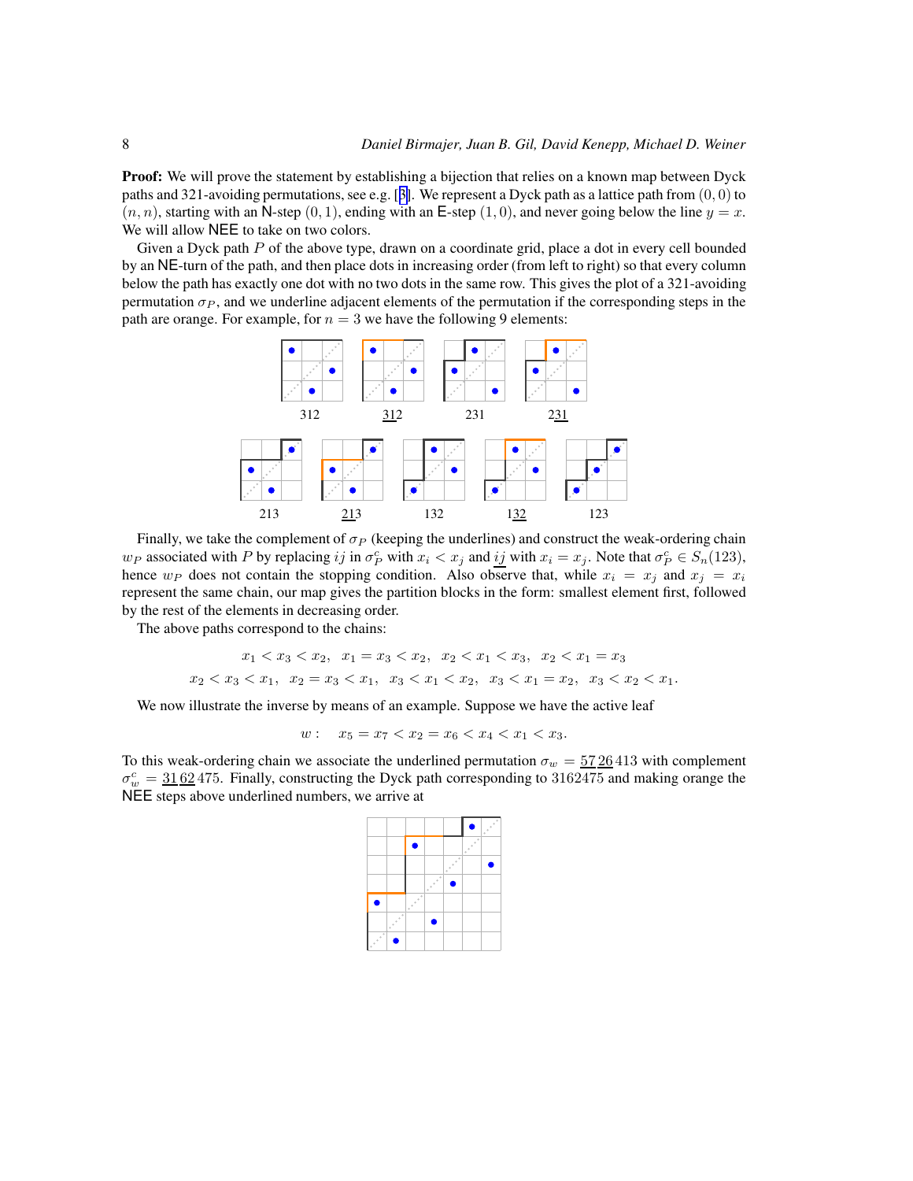**Proof:** We will prove the statement by establishing a bijection that relies on a known map between Dyck paths and 321-avoiding permutations, see e.g. [3]. We represent a Dyck path as a lattice path from $(0,0)$ to $(n,n)$, starting with an $\mathsf{N}$-step $(0,1)$, ending with an $\mathsf{E}$-step $(1,0)$, and never going below the line $y=x$. We will allow $\mathsf{NEE}$ to take on two colors.

Given a Dyck path $P$ of the above type, drawn on a coordinate grid, place a dot in every cell bounded by an $\mathsf{NE}$-turn of the path, and then place dots in increasing order (from left to right) so that every column below the path has exactly one dot with no two dots in the same row. This gives the plot of a 321-avoiding permutation $\sigma_P$, and we underline adjacent elements of the permutation if the corresponding steps in the path are orange. For example, for $n=3$ we have the following 9 elements:

312 &nbsp;&nbsp; $\underline{31}2$ &nbsp;&nbsp; 231 &nbsp;&nbsp; $2\underline{31}$

213 &nbsp;&nbsp; $\underline{21}3$ &nbsp;&nbsp; 132 &nbsp;&nbsp; $1\underline{32}$ &nbsp;&nbsp; 123

Finally, we take the complement of $\sigma_P$ (keeping the underlines) and construct the weak-ordering chain $w_P$ associated with $P$ by replacing $ij$ in $\sigma_P^c$ with $x_i < x_j$ and $\underline{ij}$ with $x_i = x_j$. Note that $\sigma_P^c \in S_n(123)$, hence $w_P$ does not contain the stopping condition. Also observe that, while $x_i = x_j$ and $x_j = x_i$ represent the same chain, our map gives the partition blocks in the form: smallest element first, followed by the rest of the elements in decreasing order.

The above paths correspond to the chains:

$$x_1 < x_3 < x_2,\;\; x_1 = x_3 < x_2,\;\; x_2 < x_1 < x_3,\;\; x_2 < x_1 = x_3$$
$$x_2 < x_3 < x_1,\;\; x_2 = x_3 < x_1,\;\; x_3 < x_1 < x_2,\;\; x_3 < x_1 = x_2,\;\; x_3 < x_2 < x_1.$$

We now illustrate the inverse by means of an example. Suppose we have the active leaf

$$w: \quad x_5 = x_7 < x_2 = x_6 < x_4 < x_1 < x_3.$$

To this weak-ordering chain we associate the underlined permutation $\sigma_w = \underline{57}\,\underline{26}\,413$ with complement $\sigma_w^c = \underline{31}\,\underline{62}\,475$. Finally, constructing the Dyck path corresponding to 3162475 and making orange the $\mathsf{NEE}$ steps above underlined numbers, we arrive at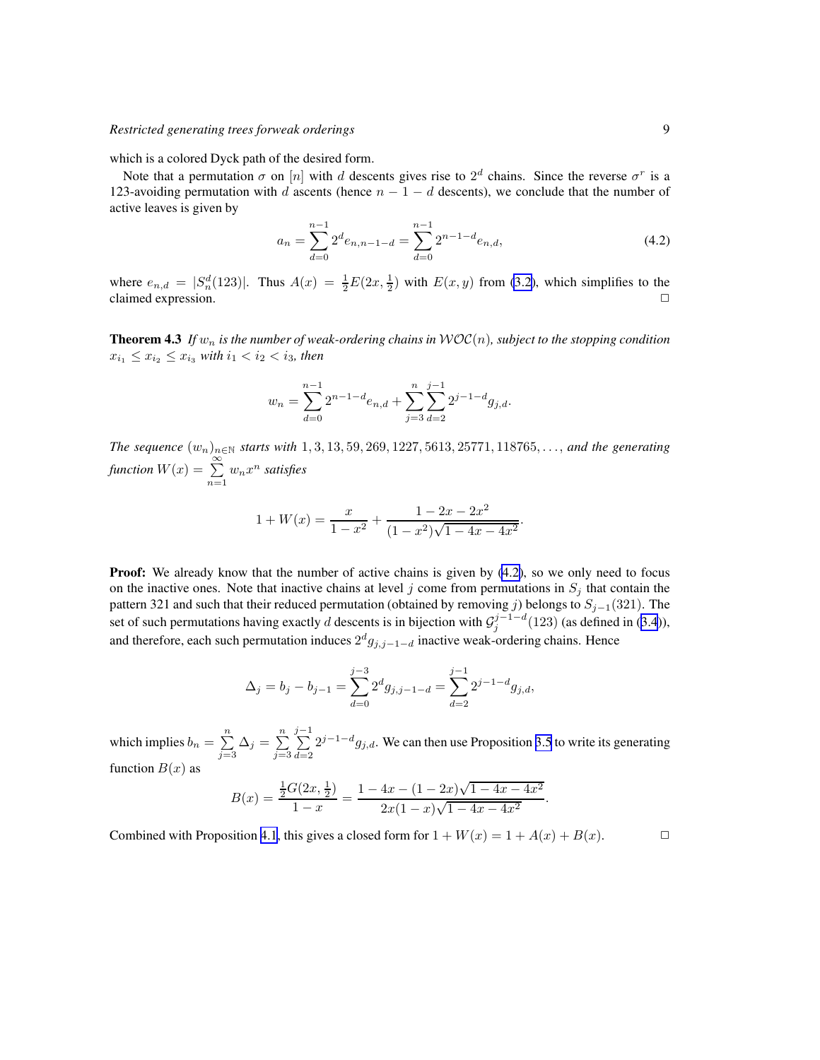which is a colored Dyck path of the desired form.

Note that a permutation $\sigma$ on $[n]$ with $d$ descents gives rise to $2^d$ chains. Since the reverse $\sigma^r$ is a 123-avoiding permutation with $d$ ascents (hence $n-1-d$ descents), we conclude that the number of active leaves is given by

$$a_n = \sum_{d=0}^{n-1} 2^d e_{n,n-1-d} = \sum_{d=0}^{n-1} 2^{n-1-d} e_{n,d}, \tag{4.2}$$

where $e_{n,d} = |S_n^d(123)|$. Thus $A(x) = \frac{1}{2}E(2x, \frac{1}{2})$ with $E(x,y)$ from (3.2), which simplifies to the claimed expression. □

**Theorem 4.3** *If $w_n$ is the number of weak-ordering chains in $\mathcal{WOC}(n)$, subject to the stopping condition $x_{i_1} \le x_{i_2} \le x_{i_3}$ with $i_1 < i_2 < i_3$, then*

$$w_n = \sum_{d=0}^{n-1} 2^{n-1-d} e_{n,d} + \sum_{j=3}^{n} \sum_{d=2}^{j-1} 2^{j-1-d} g_{j,d}.$$

*The sequence $(w_n)_{n\in\mathbb{N}}$ starts with $1, 3, 13, 59, 269, 1227, 5613, 25771, 118765, \dots$, and the generating function $W(x) = \sum\limits_{n=1}^{\infty} w_n x^n$ satisfies*

$$1 + W(x) = \frac{x}{1-x^2} + \frac{1-2x-2x^2}{(1-x^2)\sqrt{1-4x-4x^2}}.$$

**Proof:** We already know that the number of active chains is given by (4.2), so we only need to focus on the inactive ones. Note that inactive chains at level $j$ come from permutations in $S_j$ that contain the pattern 321 and such that their reduced permutation (obtained by removing $j$) belongs to $S_{j-1}(321)$. The set of such permutations having exactly $d$ descents is in bijection with $\mathcal{G}_j^{j-1-d}(123)$ (as defined in (3.4)), and therefore, each such permutation induces $2^d g_{j,j-1-d}$ inactive weak-ordering chains. Hence

$$\Delta_j = b_j - b_{j-1} = \sum_{d=0}^{j-3} 2^d g_{j,j-1-d} = \sum_{d=2}^{j-1} 2^{j-1-d} g_{j,d},$$

which implies $b_n = \sum\limits_{j=3}^{n} \Delta_j = \sum\limits_{j=3}^{n} \sum\limits_{d=2}^{j-1} 2^{j-1-d} g_{j,d}$. We can then use Proposition 3.5 to write its generating function $B(x)$ as

$$B(x) = \frac{\frac{1}{2}G(2x,\frac{1}{2})}{1-x} = \frac{1-4x-(1-2x)\sqrt{1-4x-4x^2}}{2x(1-x)\sqrt{1-4x-4x^2}}.$$

Combined with Proposition 4.1, this gives a closed form for $1 + W(x) = 1 + A(x) + B(x)$. □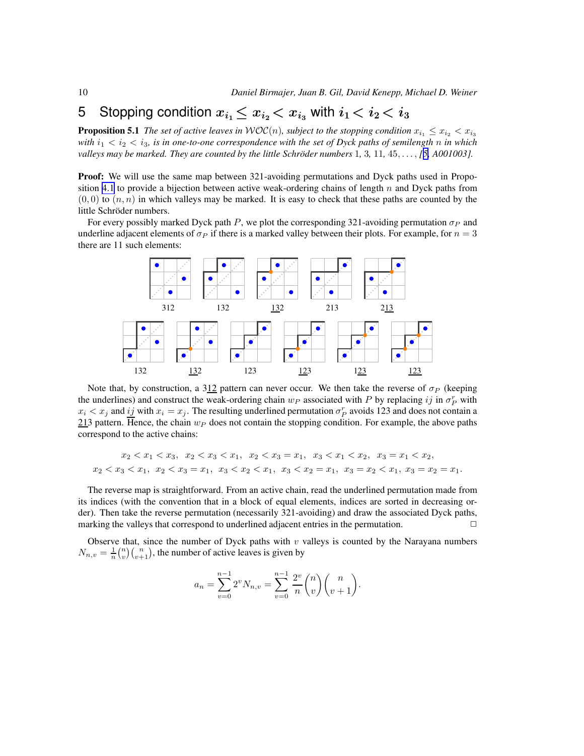# 5 Stopping condition $x_{i_1} \leq x_{i_2} < x_{i_3}$ with $i_1 < i_2 < i_3$

**Proposition 5.1** *The set of active leaves in $\mathcal{WOC}(n)$, subject to the stopping condition $x_{i_1} \leq x_{i_2} < x_{i_3}$ with $i_1 < i_2 < i_3$, is in one-to-one correspondence with the set of Dyck paths of semilength $n$ in which valleys may be marked. They are counted by the little Schröder numbers $1, 3, 11, 45, \ldots$, [5, A001003].*

**Proof:** We will use the same map between 321-avoiding permutations and Dyck paths used in Proposition 4.1 to provide a bijection between active weak-ordering chains of length $n$ and Dyck paths from $(0,0)$ to $(n,n)$ in which valleys may be marked. It is easy to check that these paths are counted by the little Schröder numbers.

For every possibly marked Dyck path $P$, we plot the corresponding 321-avoiding permutation $\sigma_P$ and underline adjacent elements of $\sigma_P$ if there is a marked valley between their plots. For example, for $n = 3$ there are 11 such elements:

312 &nbsp;&nbsp; 132 &nbsp;&nbsp; 1<u>32</u> &nbsp;&nbsp; 213 &nbsp;&nbsp; 2<u>13</u>

132 &nbsp;&nbsp; <u>13</u>2 &nbsp;&nbsp; 123 &nbsp;&nbsp; <u>12</u>3 &nbsp;&nbsp; 1<u>23</u> &nbsp;&nbsp; <u>123</u>

Note that, by construction, a 3<u>12</u> pattern can never occur. We then take the reverse of $\sigma_P$ (keeping the underlines) and construct the weak-ordering chain $w_P$ associated with $P$ by replacing $ij$ in $\sigma_P^r$ with $x_i < x_j$ and $\underline{ij}$ with $x_i = x_j$. The resulting underlined permutation $\sigma_P^r$ avoids 123 and does not contain a $\underline{21}3$ pattern. Hence, the chain $w_P$ does not contain the stopping condition. For example, the above paths correspond to the active chains:

$$x_2 < x_1 < x_3,\;\; x_2 < x_3 < x_1,\;\; x_2 < x_3 = x_1,\;\; x_3 < x_1 < x_2,\;\; x_3 = x_1 < x_2,$$
$$x_2 < x_3 < x_1,\;\; x_2 < x_3 = x_1,\;\; x_3 < x_2 < x_1,\;\; x_3 < x_2 = x_1,\;\; x_3 = x_2 < x_1,\;\; x_3 = x_2 = x_1.$$

The reverse map is straightforward. From an active chain, read the underlined permutation made from its indices (with the convention that in a block of equal elements, indices are sorted in decreasing order). Then take the reverse permutation (necessarily 321-avoiding) and draw the associated Dyck paths, marking the valleys that correspond to underlined adjacent entries in the permutation. □

Observe that, since the number of Dyck paths with $v$ valleys is counted by the Narayana numbers $N_{n,v} = \frac{1}{n}\binom{n}{v}\binom{n}{v+1}$, the number of active leaves is given by

$$a_n = \sum_{v=0}^{n-1} 2^v N_{n,v} = \sum_{v=0}^{n-1} \frac{2^v}{n}\binom{n}{v}\binom{n}{v+1}.$$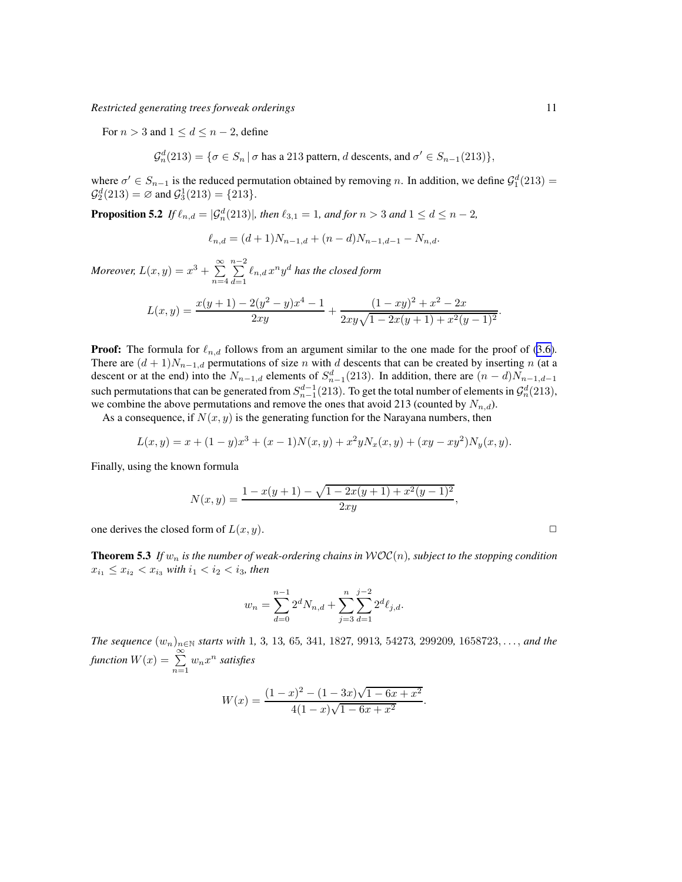For $n > 3$ and $1 \leq d \leq n-2$, define

$$\mathcal{G}_n^d(213) = \{\sigma \in S_n \mid \sigma \text{ has a 213 pattern, } d \text{ descents, and } \sigma' \in S_{n-1}(213)\},$$

where $\sigma' \in S_{n-1}$ is the reduced permutation obtained by removing $n$. In addition, we define $\mathcal{G}_1^d(213) = \mathcal{G}_2^d(213) = \varnothing$ and $\mathcal{G}_3^1(213) = \{213\}$.

**Proposition 5.2** *If $\ell_{n,d} = |\mathcal{G}_n^d(213)|$, then $\ell_{3,1} = 1$, and for $n > 3$ and $1 \leq d \leq n-2$,*

$$\ell_{n,d} = (d+1)N_{n-1,d} + (n-d)N_{n-1,d-1} - N_{n,d}.$$

*Moreover, $L(x,y) = x^3 + \sum_{n=4}^{\infty} \sum_{d=1}^{n-2} \ell_{n,d}\, x^n y^d$ has the closed form*

$$L(x,y) = \frac{x(y+1) - 2(y^2-y)x^4 - 1}{2xy} + \frac{(1-xy)^2 + x^2 - 2x}{2xy\sqrt{1-2x(y+1)+x^2(y-1)^2}}.$$

**Proof:** The formula for $\ell_{n,d}$ follows from an argument similar to the one made for the proof of (3.6). There are $(d+1)N_{n-1,d}$ permutations of size $n$ with $d$ descents that can be created by inserting $n$ (at a descent or at the end) into the $N_{n-1,d}$ elements of $S_{n-1}^d(213)$. In addition, there are $(n-d)N_{n-1,d-1}$ such permutations that can be generated from $S_{n-1}^{d-1}(213)$. To get the total number of elements in $\mathcal{G}_n^d(213)$, we combine the above permutations and remove the ones that avoid 213 (counted by $N_{n,d}$).

As a consequence, if $N(x,y)$ is the generating function for the Narayana numbers, then

$$L(x,y) = x + (1-y)x^3 + (x-1)N(x,y) + x^2 y N_x(x,y) + (xy - xy^2)N_y(x,y).$$

Finally, using the known formula

$$N(x,y) = \frac{1 - x(y+1) - \sqrt{1-2x(y+1)+x^2(y-1)^2}}{2xy},$$

one derives the closed form of $L(x,y)$. $\square$

**Theorem 5.3** *If $w_n$ is the number of weak-ordering chains in $\mathcal{WOC}(n)$, subject to the stopping condition $x_{i_1} \leq x_{i_2} < x_{i_3}$ with $i_1 < i_2 < i_3$, then*

$$w_n = \sum_{d=0}^{n-1} 2^d N_{n,d} + \sum_{j=3}^{n} \sum_{d=1}^{j-2} 2^d \ell_{j,d}.$$

*The sequence $(w_n)_{n\in\mathbb{N}}$ starts with 1, 3, 13, 65, 341, 1827, 9913, 54273, 299209, 1658723, ..., and the function $W(x) = \sum_{n=1}^{\infty} w_n x^n$ satisfies*

$$W(x) = \frac{(1-x)^2 - (1-3x)\sqrt{1-6x+x^2}}{4(1-x)\sqrt{1-6x+x^2}}.$$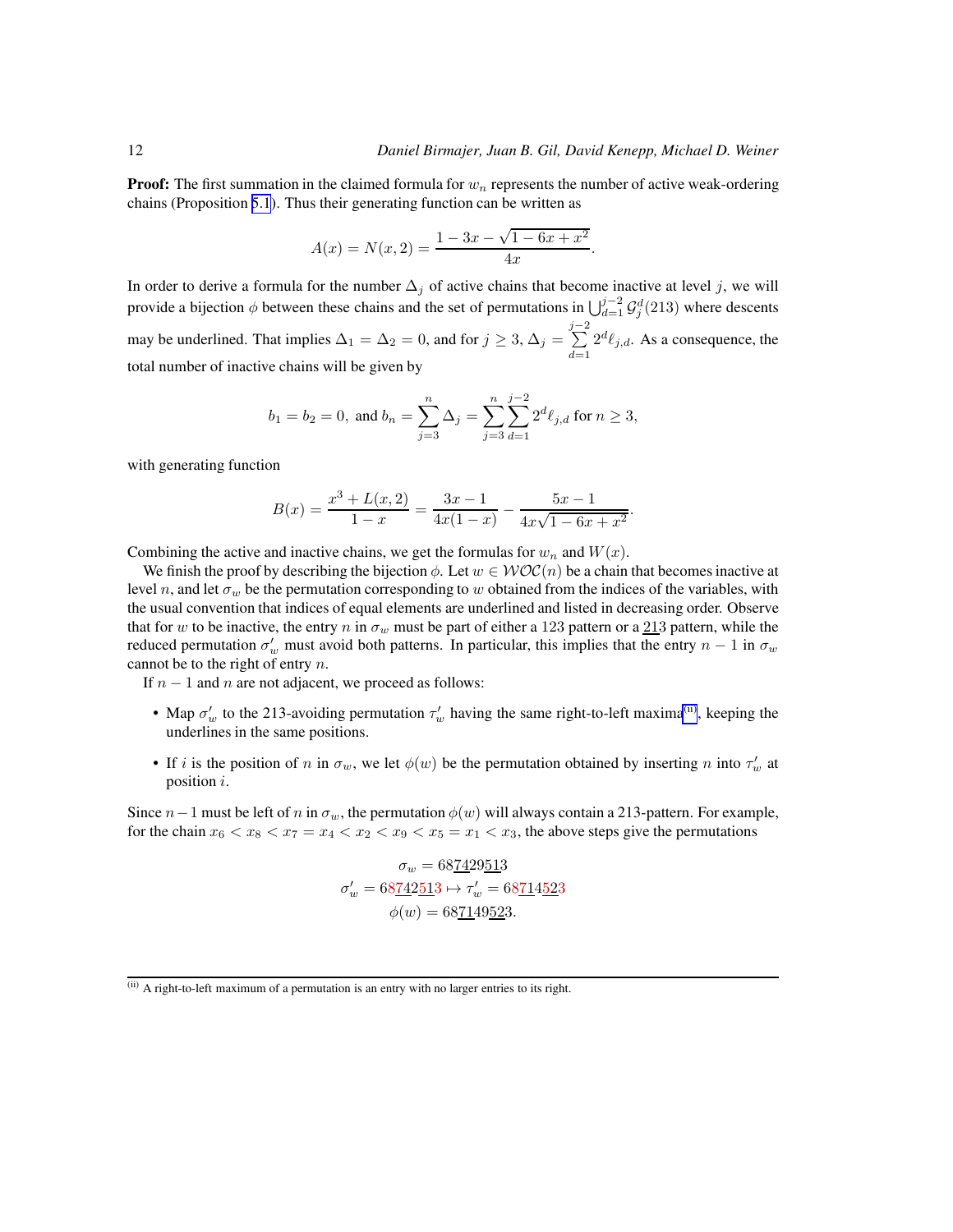**Proof:** The first summation in the claimed formula for $w_n$ represents the number of active weak-ordering chains (Proposition 5.1). Thus their generating function can be written as

$$A(x) = N(x,2) = \frac{1-3x-\sqrt{1-6x+x^2}}{4x}.$$

In order to derive a formula for the number $\Delta_j$ of active chains that become inactive at level $j$, we will provide a bijection $\phi$ between these chains and the set of permutations in $\bigcup_{d=1}^{j-2} \mathcal{G}_j^d(213)$ where descents may be underlined. That implies $\Delta_1 = \Delta_2 = 0$, and for $j \ge 3$, $\Delta_j = \sum\limits_{d=1}^{j-2} 2^d \ell_{j,d}$. As a consequence, the total number of inactive chains will be given by

$$b_1 = b_2 = 0, \text{ and } b_n = \sum_{j=3}^{n} \Delta_j = \sum_{j=3}^{n}\sum_{d=1}^{j-2} 2^d \ell_{j,d} \text{ for } n \ge 3,$$

with generating function

$$B(x) = \frac{x^3 + L(x,2)}{1-x} = \frac{3x-1}{4x(1-x)} - \frac{5x-1}{4x\sqrt{1-6x+x^2}}.$$

Combining the active and inactive chains, we get the formulas for $w_n$ and $W(x)$.

We finish the proof by describing the bijection $\phi$. Let $w \in \mathcal{WOC}(n)$ be a chain that becomes inactive at level $n$, and let $\sigma_w$ be the permutation corresponding to $w$ obtained from the indices of the variables, with the usual convention that indices of equal elements are underlined and listed in decreasing order. Observe that for $w$ to be inactive, the entry $n$ in $\sigma_w$ must be part of either a 123 pattern or a $\underline{21}3$ pattern, while the reduced permutation $\sigma_w'$ must avoid both patterns. In particular, this implies that the entry $n-1$ in $\sigma_w$ cannot be to the right of entry $n$.

If $n-1$ and $n$ are not adjacent, we proceed as follows:

- Map $\sigma_w'$ to the 213-avoiding permutation $\tau_w'$ having the same right-to-left maxima[(ii)], keeping the underlines in the same positions.
- If $i$ is the position of $n$ in $\sigma_w$, we let $\phi(w)$ be the permutation obtained by inserting $n$ into $\tau_w'$ at position $i$.

Since $n-1$ must be left of $n$ in $\sigma_w$, the permutation $\phi(w)$ will always contain a 213-pattern. For example, for the chain $x_6 < x_8 < x_7 = x_4 < x_2 < x_9 < x_5 = x_1 < x_3$, the above steps give the permutations

$$\sigma_w = 68\underline{74}29\underline{51}3$$
$$\sigma_w' = 68\underline{74}2\underline{51}3 \mapsto \tau_w' = 68\underline{71}4\underline{52}3$$
$$\phi(w) = 68\underline{71}49\underline{52}3.$$

[(ii)] A right-to-left maximum of a permutation is an entry with no larger entries to its right.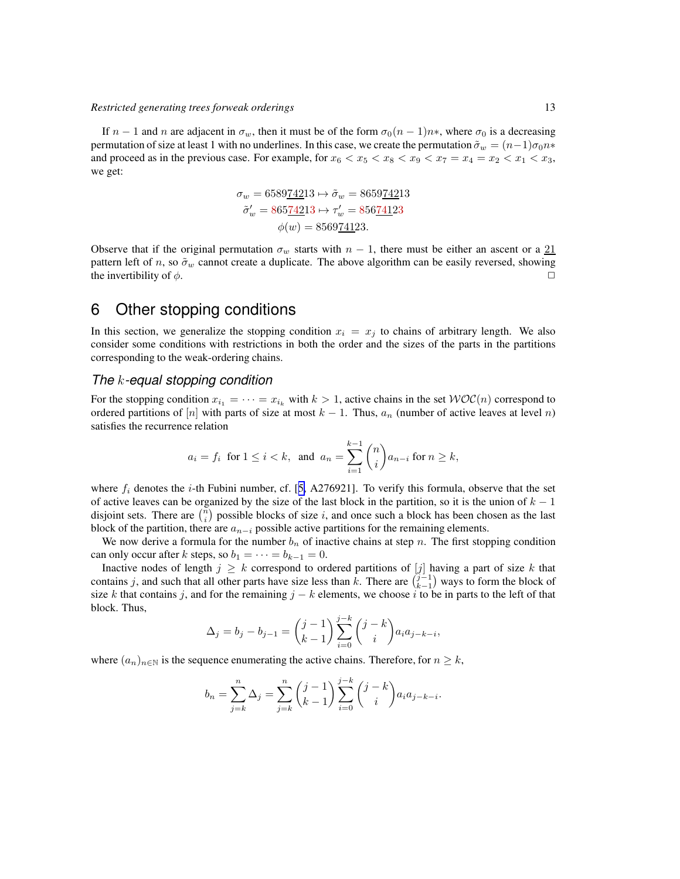If $n-1$ and $n$ are adjacent in $\sigma_w$, then it must be of the form $\sigma_0(n-1)n*$, where $\sigma_0$ is a decreasing permutation of size at least 1 with no underlines. In this case, we create the permutation $\tilde{\sigma}_w = (n-1)\sigma_0 n*$ and proceed as in the previous case. For example, for $x_6 < x_5 < x_8 < x_9 < x_7 = x_4 = x_2 < x_1 < x_3$, we get:

$$
\begin{aligned}
\sigma_w = 6589\underline{74}\underline{42}13 &\mapsto \tilde{\sigma}_w = 8659\underline{74}\underline{42}13 \\
\tilde{\sigma}'_w = 865\underline{74}\underline{42}13 &\mapsto \tau'_w = 856\underline{74}\underline{41}23 \\
\phi(w) &= 8569\underline{74}\underline{41}23.
\end{aligned}
$$

Observe that if the original permutation $\sigma_w$ starts with $n-1$, there must be either an ascent or a $\underline{21}$ pattern left of $n$, so $\tilde{\sigma}_w$ cannot create a duplicate. The above algorithm can be easily reversed, showing the invertibility of $\phi$. □

# 6 Other stopping conditions

In this section, we generalize the stopping condition $x_i = x_j$ to chains of arbitrary length. We also consider some conditions with restrictions in both the order and the sizes of the parts in the partitions corresponding to the weak-ordering chains.

### *The $k$-equal stopping condition*

For the stopping condition $x_{i_1} = \cdots = x_{i_k}$ with $k > 1$, active chains in the set $\mathcal{WOC}(n)$ correspond to ordered partitions of $[n]$ with parts of size at most $k-1$. Thus, $a_n$ (number of active leaves at level $n$) satisfies the recurrence relation

$$
a_i = f_i \ \text{ for } 1 \le i < k, \ \text{ and } \ a_n = \sum_{i=1}^{k-1} \binom{n}{i} a_{n-i} \text{ for } n \ge k,
$$

where $f_i$ denotes the $i$-th Fubini number, cf. [5, A276921]. To verify this formula, observe that the set of active leaves can be organized by the size of the last block in the partition, so it is the union of $k-1$ disjoint sets. There are $\binom{n}{i}$ possible blocks of size $i$, and once such a block has been chosen as the last block of the partition, there are $a_{n-i}$ possible active partitions for the remaining elements.

We now derive a formula for the number $b_n$ of inactive chains at step $n$. The first stopping condition can only occur after $k$ steps, so $b_1 = \cdots = b_{k-1} = 0$.

Inactive nodes of length $j \ge k$ correspond to ordered partitions of $[j]$ having a part of size $k$ that contains $j$, and such that all other parts have size less than $k$. There are $\binom{j-1}{k-1}$ ways to form the block of size $k$ that contains $j$, and for the remaining $j-k$ elements, we choose $i$ to be in parts to the left of that block. Thus,

$$
\Delta_j = b_j - b_{j-1} = \binom{j-1}{k-1} \sum_{i=0}^{j-k} \binom{j-k}{i} a_i a_{j-k-i},
$$

where $(a_n)_{n\in\mathbb{N}}$ is the sequence enumerating the active chains. Therefore, for $n \ge k$,

$$
b_n = \sum_{j=k}^{n} \Delta_j = \sum_{j=k}^{n} \binom{j-1}{k-1} \sum_{i=0}^{j-k} \binom{j-k}{i} a_i a_{j-k-i}.
$$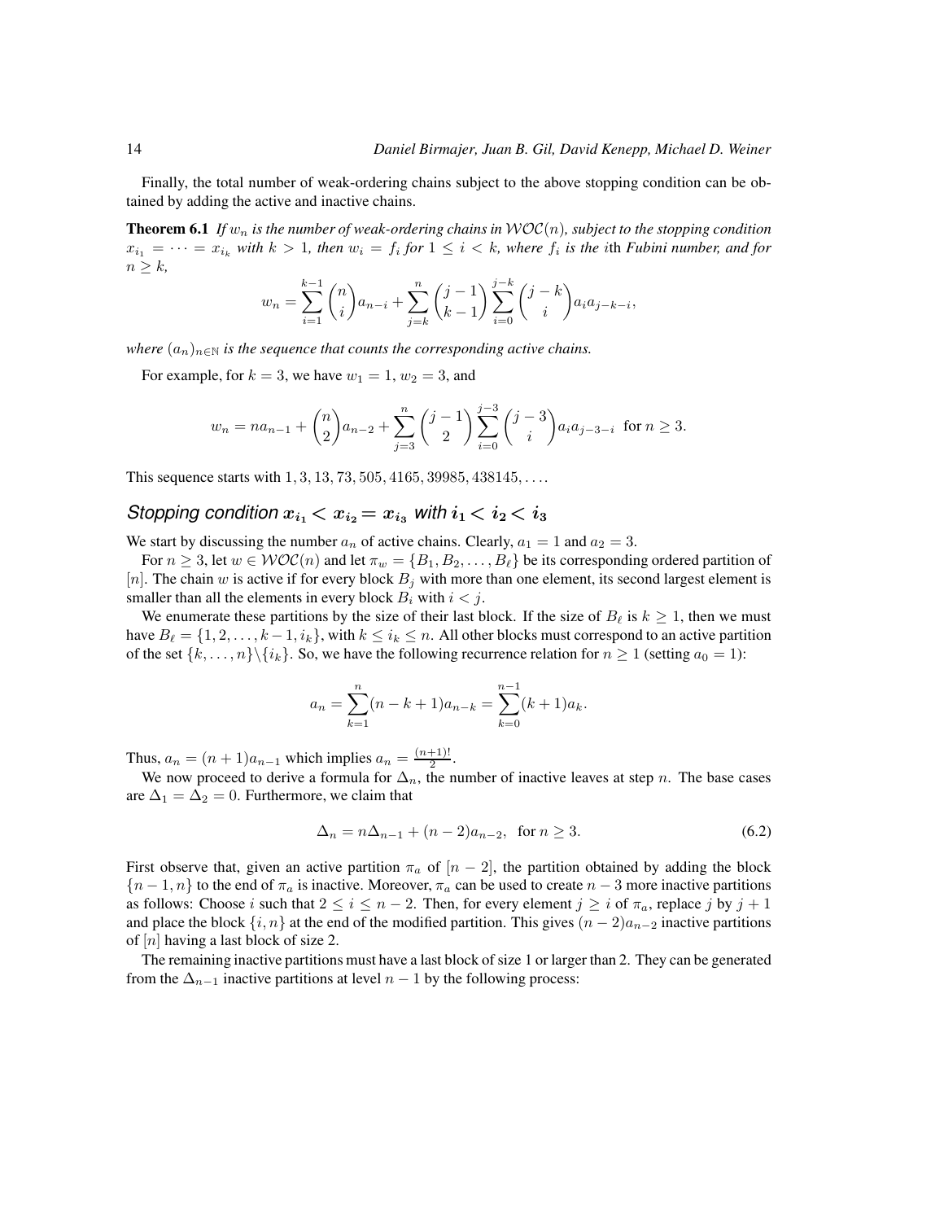Finally, the total number of weak-ordering chains subject to the above stopping condition can be obtained by adding the active and inactive chains.

**Theorem 6.1** *If $w_n$ is the number of weak-ordering chains in $\mathcal{WOC}(n)$, subject to the stopping condition $x_{i_1} = \cdots = x_{i_k}$ with $k > 1$, then $w_i = f_i$ for $1 \le i < k$, where $f_i$ is the $i$th Fubini number, and for $n \ge k$,*

$$w_n = \sum_{i=1}^{k-1} \binom{n}{i} a_{n-i} + \sum_{j=k}^{n} \binom{j-1}{k-1} \sum_{i=0}^{j-k} \binom{j-k}{i} a_i a_{j-k-i},$$

*where $(a_n)_{n\in\mathbb{N}}$ is the sequence that counts the corresponding active chains.*

For example, for $k = 3$, we have $w_1 = 1$, $w_2 = 3$, and

$$w_n = n a_{n-1} + \binom{n}{2} a_{n-2} + \sum_{j=3}^{n} \binom{j-1}{2} \sum_{i=0}^{j-3} \binom{j-3}{i} a_i a_{j-3-i} \;\text{ for } n \ge 3.$$

This sequence starts with $1, 3, 13, 73, 505, 4165, 39985, 438145, \ldots$.

## *Stopping condition $x_{i_1} < x_{i_2} = x_{i_3}$ with $i_1 < i_2 < i_3$*

We start by discussing the number $a_n$ of active chains. Clearly, $a_1 = 1$ and $a_2 = 3$.

For $n \ge 3$, let $w \in \mathcal{WOC}(n)$ and let $\pi_w = \{B_1, B_2, \ldots, B_\ell\}$ be its corresponding ordered partition of $[n]$. The chain $w$ is active if for every block $B_j$ with more than one element, its second largest element is smaller than all the elements in every block $B_i$ with $i < j$.

We enumerate these partitions by the size of their last block. If the size of $B_\ell$ is $k \ge 1$, then we must have $B_\ell = \{1, 2, \ldots, k-1, i_k\}$, with $k \le i_k \le n$. All other blocks must correspond to an active partition of the set $\{k, \ldots, n\} \backslash \{i_k\}$. So, we have the following recurrence relation for $n \ge 1$ (setting $a_0 = 1$):

$$a_n = \sum_{k=1}^{n} (n-k+1) a_{n-k} = \sum_{k=0}^{n-1} (k+1) a_k.$$

Thus, $a_n = (n+1)a_{n-1}$ which implies $a_n = \frac{(n+1)!}{2}$.

We now proceed to derive a formula for $\Delta_n$, the number of inactive leaves at step $n$. The base cases are $\Delta_1 = \Delta_2 = 0$. Furthermore, we claim that

$$\Delta_n = n\Delta_{n-1} + (n-2)a_{n-2}, \;\text{ for } n \ge 3. \tag{6.2}$$

First observe that, given an active partition $\pi_a$ of $[n-2]$, the partition obtained by adding the block $\{n-1, n\}$ to the end of $\pi_a$ is inactive. Moreover, $\pi_a$ can be used to create $n-3$ more inactive partitions as follows: Choose $i$ such that $2 \le i \le n-2$. Then, for every element $j \ge i$ of $\pi_a$, replace $j$ by $j+1$ and place the block $\{i, n\}$ at the end of the modified partition. This gives $(n-2)a_{n-2}$ inactive partitions of $[n]$ having a last block of size 2.

The remaining inactive partitions must have a last block of size 1 or larger than 2. They can be generated from the $\Delta_{n-1}$ inactive partitions at level $n-1$ by the following process: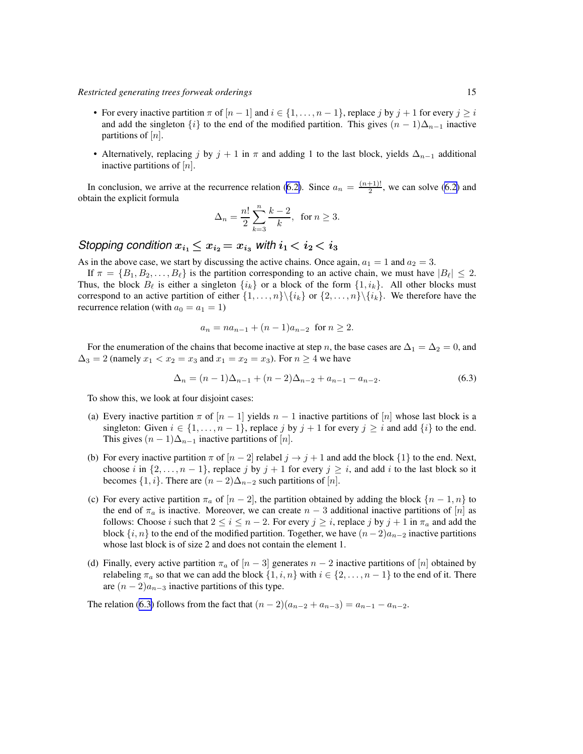- For every inactive partition $\pi$ of $[n-1]$ and $i \in \{1, \ldots, n-1\}$, replace $j$ by $j+1$ for every $j \geq i$ and add the singleton $\{i\}$ to the end of the modified partition. This gives $(n-1)\Delta_{n-1}$ inactive partitions of $[n]$.
- Alternatively, replacing $j$ by $j+1$ in $\pi$ and adding 1 to the last block, yields $\Delta_{n-1}$ additional inactive partitions of $[n]$.

In conclusion, we arrive at the recurrence relation (6.2). Since $a_n = \frac{(n+1)!}{2}$, we can solve (6.2) and obtain the explicit formula

$$\Delta_n = \frac{n!}{2} \sum_{k=3}^{n} \frac{k-2}{k}, \quad \text{for } n \geq 3.$$

### *Stopping condition* $x_{i_1} \leq x_{i_2} = x_{i_3}$ *with* $i_1 < i_2 < i_3$

As in the above case, we start by discussing the active chains. Once again, $a_1 = 1$ and $a_2 = 3$.

If $\pi = \{B_1, B_2, \ldots, B_\ell\}$ is the partition corresponding to an active chain, we must have $|B_\ell| \leq 2$. Thus, the block $B_\ell$ is either a singleton $\{i_k\}$ or a block of the form $\{1, i_k\}$. All other blocks must correspond to an active partition of either $\{1, \ldots, n\} \backslash \{i_k\}$ or $\{2, \ldots, n\} \backslash \{i_k\}$. We therefore have the recurrence relation (with $a_0 = a_1 = 1$)

$$a_n = n a_{n-1} + (n-1) a_{n-2} \quad \text{for } n \geq 2.$$

For the enumeration of the chains that become inactive at step $n$, the base cases are $\Delta_1 = \Delta_2 = 0$, and $\Delta_3 = 2$ (namely $x_1 < x_2 = x_3$ and $x_1 = x_2 = x_3$). For $n \geq 4$ we have

$$\Delta_n = (n-1)\Delta_{n-1} + (n-2)\Delta_{n-2} + a_{n-1} - a_{n-2}. \tag{6.3}$$

To show this, we look at four disjoint cases:

(a) Every inactive partition $\pi$ of $[n-1]$ yields $n-1$ inactive partitions of $[n]$ whose last block is a singleton: Given $i \in \{1, \ldots, n-1\}$, replace $j$ by $j+1$ for every $j \geq i$ and add $\{i\}$ to the end. This gives $(n-1)\Delta_{n-1}$ inactive partitions of $[n]$.

(b) For every inactive partition $\pi$ of $[n-2]$ relabel $j \to j+1$ and add the block $\{1\}$ to the end. Next, choose $i$ in $\{2, \ldots, n-1\}$, replace $j$ by $j+1$ for every $j \geq i$, and add $i$ to the last block so it becomes $\{1, i\}$. There are $(n-2)\Delta_{n-2}$ such partitions of $[n]$.

(c) For every active partition $\pi_a$ of $[n-2]$, the partition obtained by adding the block $\{n-1, n\}$ to the end of $\pi_a$ is inactive. Moreover, we can create $n-3$ additional inactive partitions of $[n]$ as follows: Choose $i$ such that $2 \leq i \leq n-2$. For every $j \geq i$, replace $j$ by $j+1$ in $\pi_a$ and add the block $\{i, n\}$ to the end of the modified partition. Together, we have $(n-2)a_{n-2}$ inactive partitions whose last block is of size 2 and does not contain the element 1.

(d) Finally, every active partition $\pi_a$ of $[n-3]$ generates $n-2$ inactive partitions of $[n]$ obtained by relabeling $\pi_a$ so that we can add the block $\{1, i, n\}$ with $i \in \{2, \ldots, n-1\}$ to the end of it. There are $(n-2)a_{n-3}$ inactive partitions of this type.

The relation (6.3) follows from the fact that $(n-2)(a_{n-2} + a_{n-3}) = a_{n-1} - a_{n-2}$.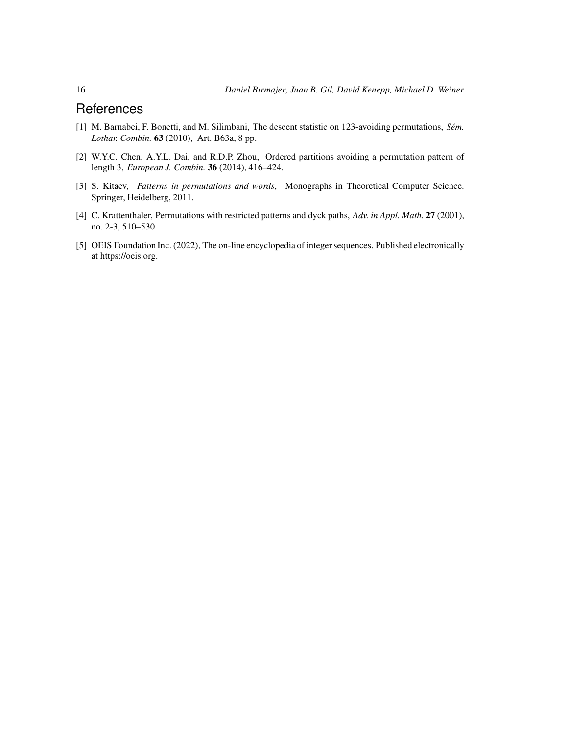## References

[1] M. Barnabei, F. Bonetti, and M. Silimbani, The descent statistic on 123-avoiding permutations, *Sém. Lothar. Combin.* **63** (2010), Art. B63a, 8 pp.

[2] W.Y.C. Chen, A.Y.L. Dai, and R.D.P. Zhou, Ordered partitions avoiding a permutation pattern of length 3, *European J. Combin.* **36** (2014), 416–424.

[3] S. Kitaev, *Patterns in permutations and words*, Monographs in Theoretical Computer Science. Springer, Heidelberg, 2011.

[4] C. Krattenthaler, Permutations with restricted patterns and dyck paths, *Adv. in Appl. Math.* **27** (2001), no. 2-3, 510–530.

[5] OEIS Foundation Inc. (2022), The on-line encyclopedia of integer sequences. Published electronically at https://oeis.org.